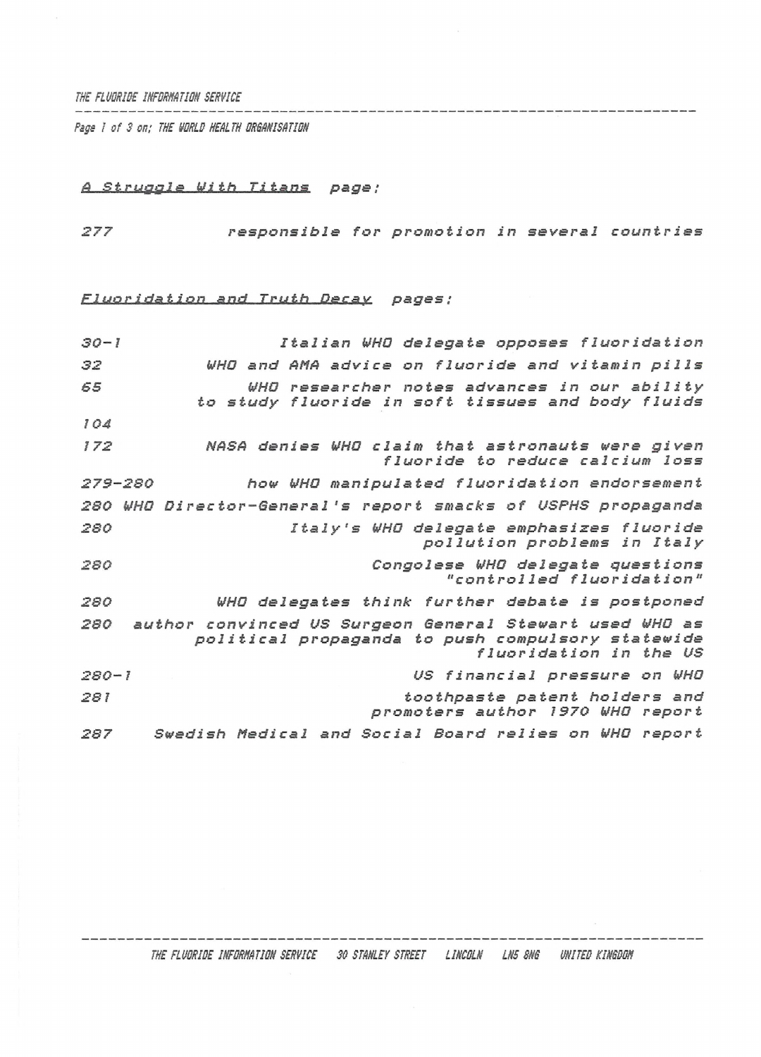THE FLUORIDE INFORMATION SERVICE

Page 1 of 3 on; THE WORLD HEALTH ORGANISATION

_A Struggle With Titans_ page:

| | |
|---|---|
| 277 | responsible for promotion in several countries |

_Fluoridation and Truth Decay_ pages:

| | |
|---|---|
| 30-1 | Italian WHO delegate opposes fluoridation |
| 32 | WHO and AMA advice on fluoride and vitamin pills |
| 65 | WHO researcher notes advances in our ability to study fluoride in soft tissues and body fluids |
| 104 | |
| 172 | NASA denies WHO claim that astronauts were given fluoride to reduce calcium loss |
| 279-280 | how WHO manipulated fluoridation endorsement |
| 280 | WHO Director-General's report smacks of USPHS propaganda |
| 280 | Italy's WHO delegate emphasizes fluoride pollution problems in Italy |
| 280 | Congolese WHO delegate questions "controlled fluoridation" |
| 280 | WHO delegates think further debate is postponed |
| 280 | author convinced US Surgeon General Stewart used WHO as political propaganda to push compulsory statewide fluoridation in the US |
| 280-1 | US financial pressure on WHO |
| 281 | toothpaste patent holders and promoters author 1970 WHO report |
| 287 | Swedish Medical and Social Board relies on WHO report |

THE FLUORIDE INFORMATION SERVICE 30 STANLEY STREET LINCOLN LN5 8NG UNITED KINGDOM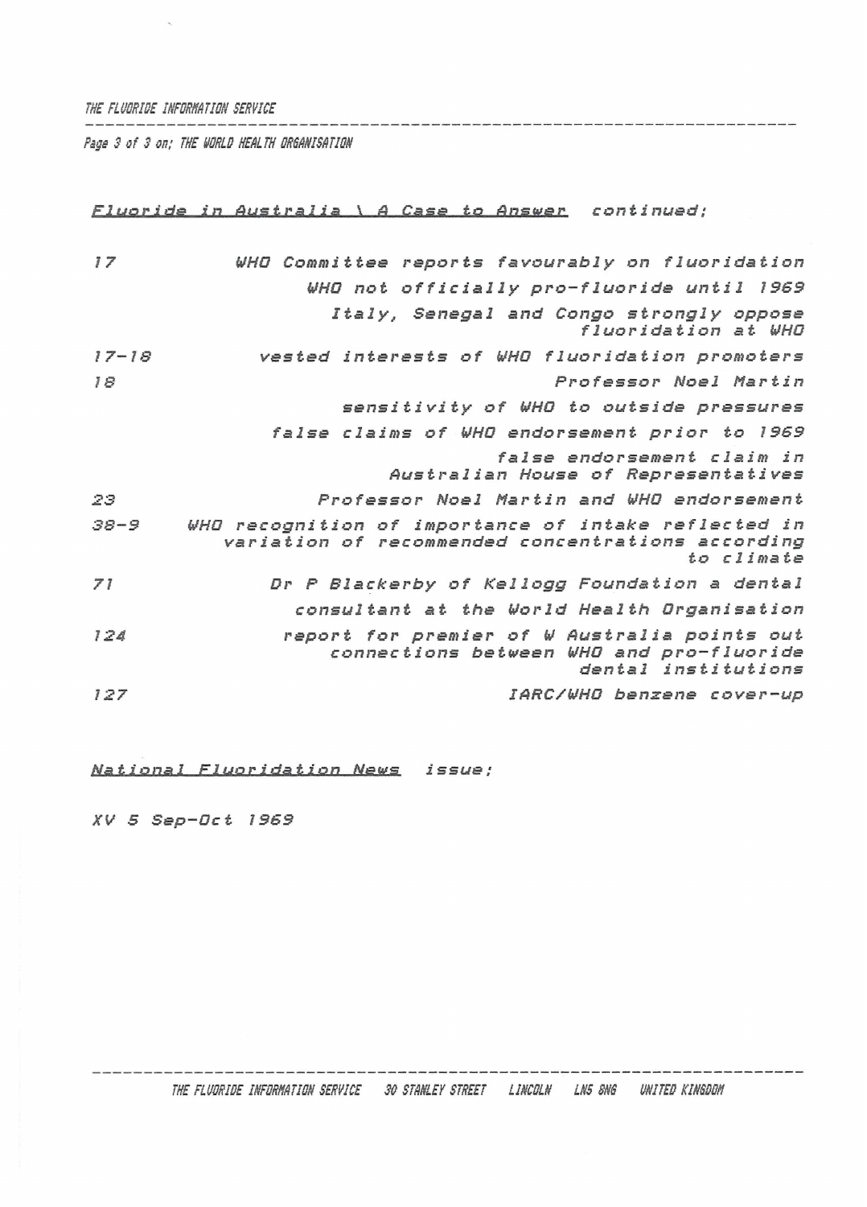Page 3 of 3 on; THE WORLD HEALTH ORGANISATION

_Fluoride in Australia \ A Case to Answer_ continued;

| | |
|---|---|
| 17 | WHO Committee reports favourably on fluoridation |
| | WHO not officially pro-fluoride until 1969 |
| | Italy, Senegal and Congo strongly oppose fluoridation at WHO |
| 17-18 | vested interests of WHO fluoridation promoters |
| 18 | Professor Noel Martin |
| | sensitivity of WHO to outside pressures |
| | false claims of WHO endorsement prior to 1969 |
| | false endorsement claim in Australian House of Representatives |
| 23 | Professor Noel Martin and WHO endorsement |
| 38-9 | WHO recognition of importance of intake reflected in variation of recommended concentrations according to climate |
| 71 | Dr P Blackerby of Kellogg Foundation a dental consultant at the World Health Organisation |
| 124 | report for premier of W Australia points out connections between WHO and pro-fluoride dental institutions |
| 127 | IARC/WHO benzene cover-up |

_National Fluoridation News_ issue;

XV 5 Sep-Oct 1969